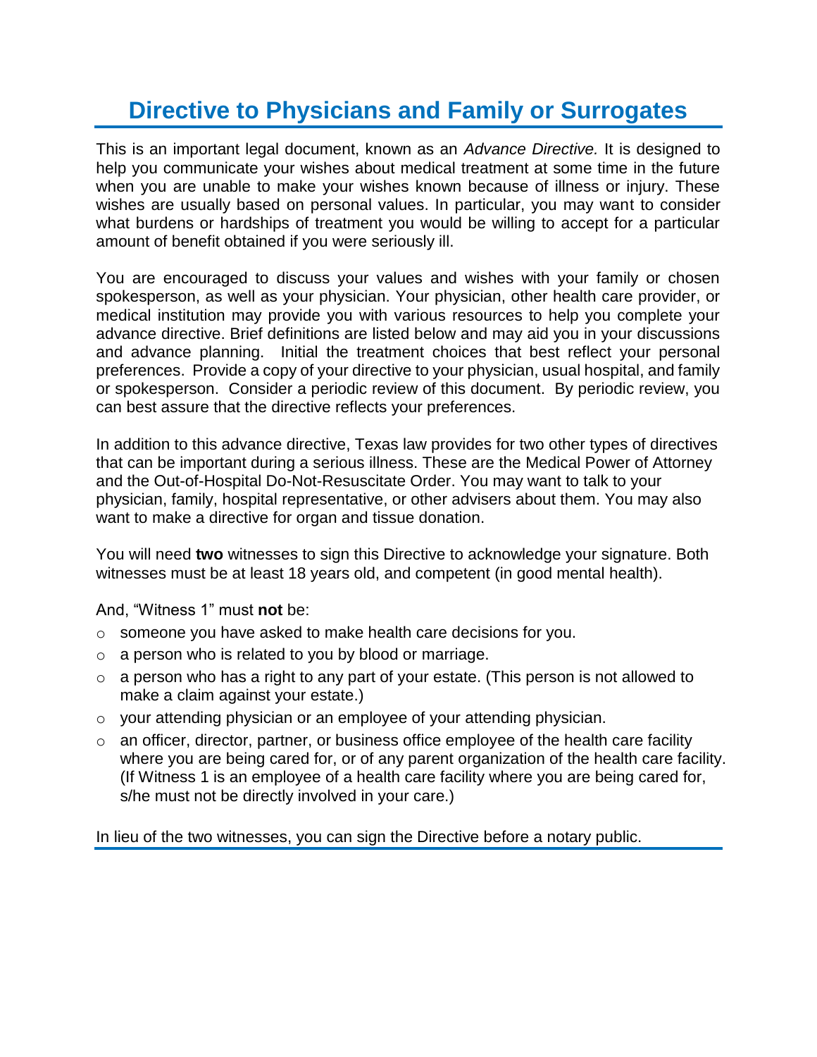# Directive to Physicians and Family or Surrogates

This is an important legal document, known as an *Advance Directive.* It is designed to help you communicate your wishes about medical treatment at some time in the future when you are unable to make your wishes known because of illness or injury. These wishes are usually based on personal values. In particular, you may want to consider what burdens or hardships of treatment you would be willing to accept for a particular amount of benefit obtained if you were seriously ill.

You are encouraged to discuss your values and wishes with your family or chosen spokesperson, as well as your physician. Your physician, other health care provider, or medical institution may provide you with various resources to help you complete your advance directive. Brief definitions are listed below and may aid you in your discussions and advance planning. Initial the treatment choices that best reflect your personal preferences. Provide a copy of your directive to your physician, usual hospital, and family or spokesperson. Consider a periodic review of this document. By periodic review, you can best assure that the directive reflects your preferences.

In addition to this advance directive, Texas law provides for two other types of directives that can be important during a serious illness. These are the Medical Power of Attorney and the Out-of-Hospital Do-Not-Resuscitate Order. You may want to talk to your physician, family, hospital representative, or other advisers about them. You may also want to make a directive for organ and tissue donation.

You will need **two** witnesses to sign this Directive to acknowledge your signature. Both witnesses must be at least 18 years old, and competent (in good mental health).

And, "Witness 1" must **not** be:

- someone you have asked to make health care decisions for you.
- a person who is related to you by blood or marriage.
- a person who has a right to any part of your estate. (This person is not allowed to make a claim against your estate.)
- your attending physician or an employee of your attending physician.
- an officer, director, partner, or business office employee of the health care facility where you are being cared for, or of any parent organization of the health care facility. (If Witness 1 is an employee of a health care facility where you are being cared for, s/he must not be directly involved in your care.)

In lieu of the two witnesses, you can sign the Directive before a notary public.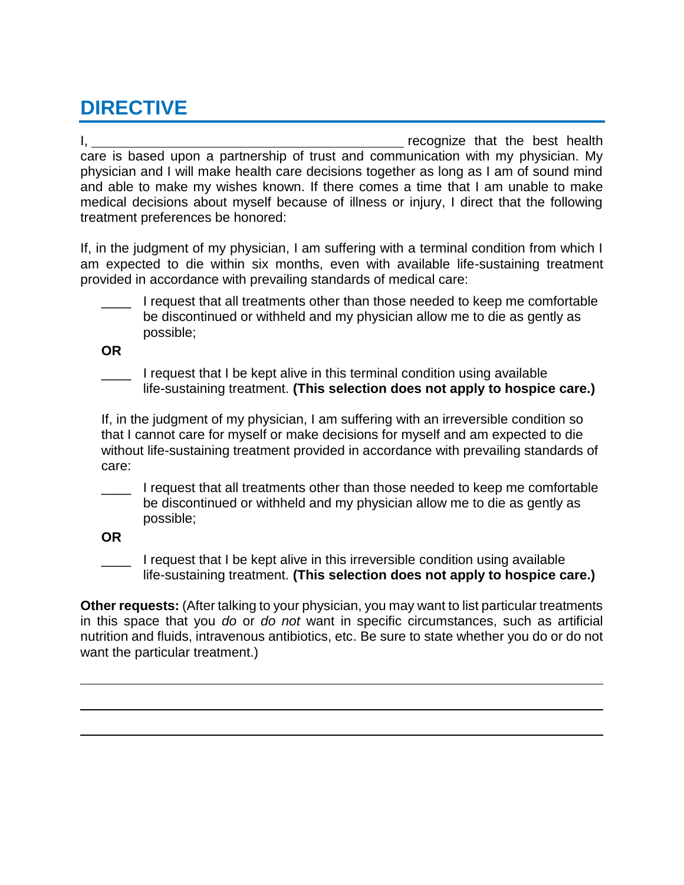# DIRECTIVE

I, \_\_\_\_\_\_\_\_\_\_\_\_\_\_\_\_\_\_\_\_\_\_\_\_\_\_\_\_\_\_\_\_\_\_\_\_\_\_\_\_\_\_ recognize that the best health care is based upon a partnership of trust and communication with my physician. My physician and I will make health care decisions together as long as I am of sound mind and able to make my wishes known. If there comes a time that I am unable to make medical decisions about myself because of illness or injury, I direct that the following treatment preferences be honored:

If, in the judgment of my physician, I am suffering with a terminal condition from which I am expected to die within six months, even with available life-sustaining treatment provided in accordance with prevailing standards of medical care:

\_\_\_\_ I request that all treatments other than those needed to keep me comfortable be discontinued or withheld and my physician allow me to die as gently as possible;

**OR**

\_\_\_\_ I request that I be kept alive in this terminal condition using available life-sustaining treatment. **(This selection does not apply to hospice care.)**

If, in the judgment of my physician, I am suffering with an irreversible condition so that I cannot care for myself or make decisions for myself and am expected to die without life-sustaining treatment provided in accordance with prevailing standards of care:

\_\_\_\_ I request that all treatments other than those needed to keep me comfortable be discontinued or withheld and my physician allow me to die as gently as possible;

**OR**

\_\_\_\_ I request that I be kept alive in this irreversible condition using available life-sustaining treatment. **(This selection does not apply to hospice care.)**

**Other requests:** (After talking to your physician, you may want to list particular treatments in this space that you *do* or *do not* want in specific circumstances, such as artificial nutrition and fluids, intravenous antibiotics, etc. Be sure to state whether you do or do not want the particular treatment.)

\_\_\_\_\_\_\_\_\_\_\_\_\_\_\_\_\_\_\_\_\_\_\_\_\_\_\_\_\_\_\_\_\_\_\_\_\_\_\_\_\_\_\_\_\_\_\_\_\_\_\_\_\_\_\_\_\_\_\_\_\_\_\_\_\_\_\_\_\_\_

\_\_\_\_\_\_\_\_\_\_\_\_\_\_\_\_\_\_\_\_\_\_\_\_\_\_\_\_\_\_\_\_\_\_\_\_\_\_\_\_\_\_\_\_\_\_\_\_\_\_\_\_\_\_\_\_\_\_\_\_\_\_\_\_\_\_\_\_\_\_

\_\_\_\_\_\_\_\_\_\_\_\_\_\_\_\_\_\_\_\_\_\_\_\_\_\_\_\_\_\_\_\_\_\_\_\_\_\_\_\_\_\_\_\_\_\_\_\_\_\_\_\_\_\_\_\_\_\_\_\_\_\_\_\_\_\_\_\_\_\_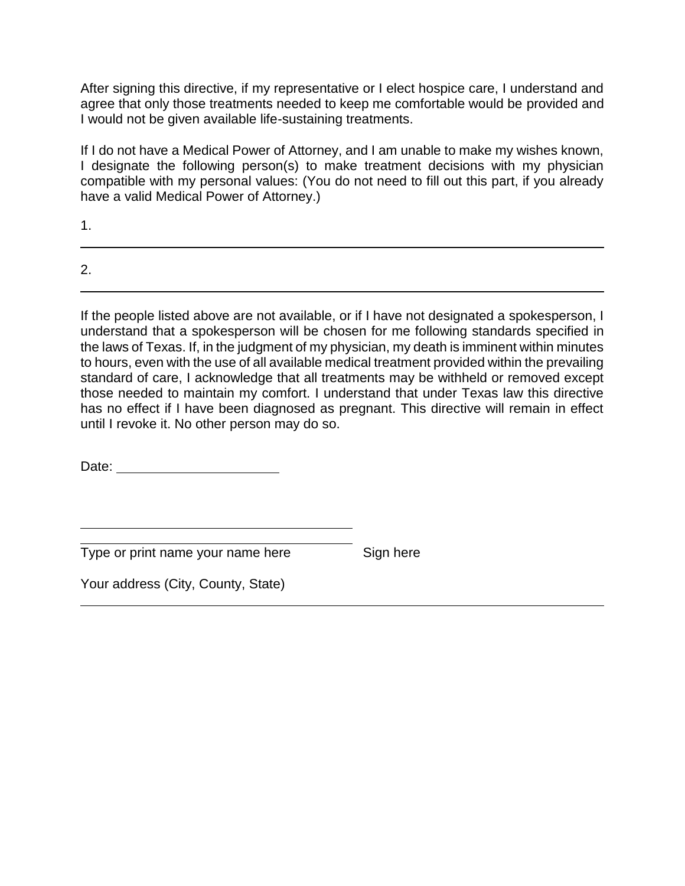After signing this directive, if my representative or I elect hospice care, I understand and agree that only those treatments needed to keep me comfortable would be provided and I would not be given available life-sustaining treatments.

If I do not have a Medical Power of Attorney, and I am unable to make my wishes known, I designate the following person(s) to make treatment decisions with my physician compatible with my personal values: (You do not need to fill out this part, if you already have a valid Medical Power of Attorney.)

1. ______________________________________________________________________

2. ______________________________________________________________________

If the people listed above are not available, or if I have not designated a spokesperson, I understand that a spokesperson will be chosen for me following standards specified in the laws of Texas. If, in the judgment of my physician, my death is imminent within minutes to hours, even with the use of all available medical treatment provided within the prevailing standard of care, I acknowledge that all treatments may be withheld or removed except those needed to maintain my comfort. I understand that under Texas law this directive has no effect if I have been diagnosed as pregnant. This directive will remain in effect until I revoke it. No other person may do so.

Date: ______________________

______________________________________

______________________________________

Type or print name your name here          Sign here

Your address (City, County, State)

______________________________________________________________________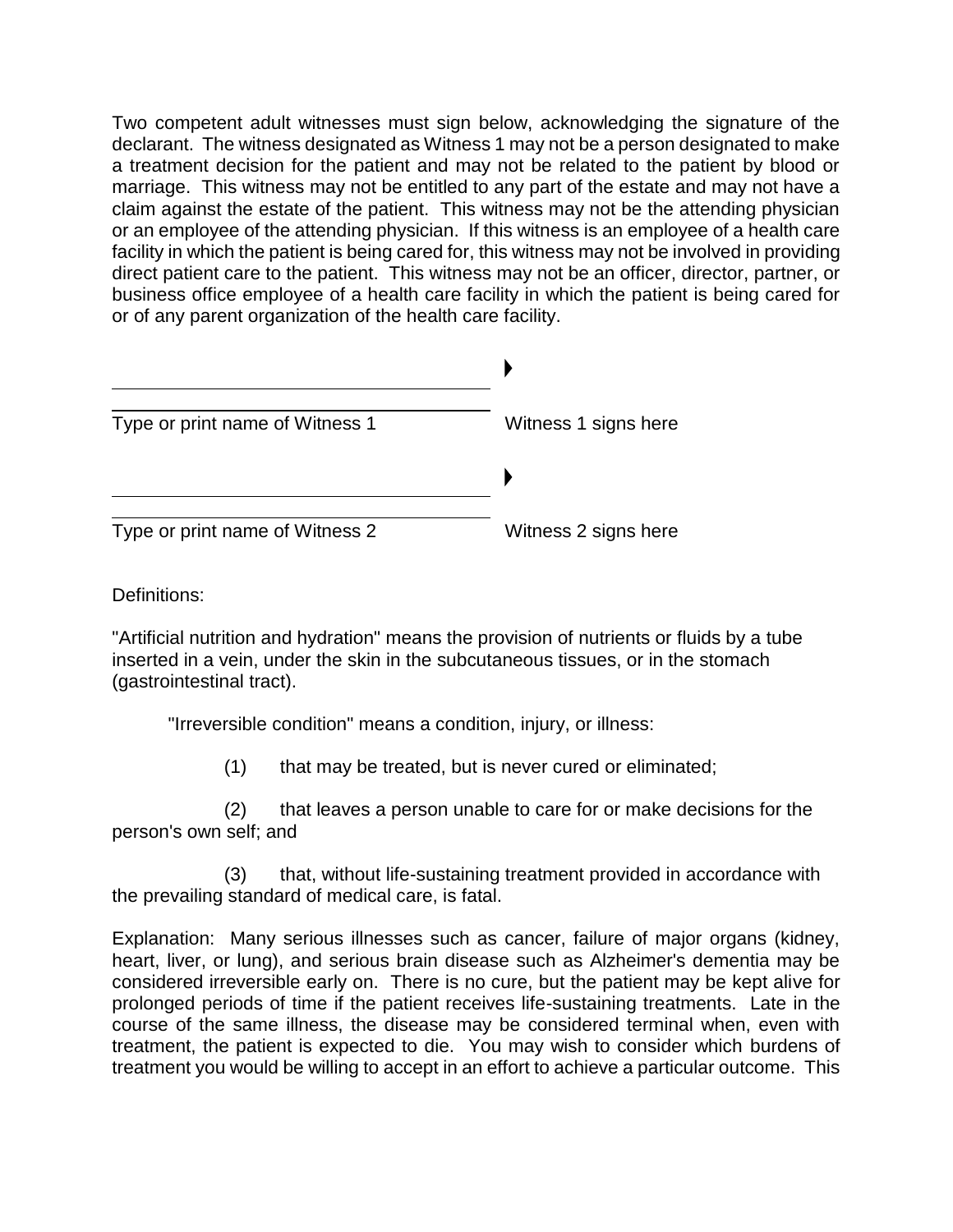Two competent adult witnesses must sign below, acknowledging the signature of the declarant. The witness designated as Witness 1 may not be a person designated to make a treatment decision for the patient and may not be related to the patient by blood or marriage. This witness may not be entitled to any part of the estate and may not have a claim against the estate of the patient. This witness may not be the attending physician or an employee of the attending physician. If this witness is an employee of a health care facility in which the patient is being cared for, this witness may not be involved in providing direct patient care to the patient. This witness may not be an officer, director, partner, or business office employee of a health care facility in which the patient is being cared for or of any parent organization of the health care facility.

| | |
|---|---|
| ______________________________ | ▶ |
| Type or print name of Witness 1 | Witness 1 signs here |
| ______________________________ | ▶ |
| Type or print name of Witness 2 | Witness 2 signs here |

Definitions:

"Artificial nutrition and hydration" means the provision of nutrients or fluids by a tube inserted in a vein, under the skin in the subcutaneous tissues, or in the stomach (gastrointestinal tract).

"Irreversible condition" means a condition, injury, or illness:

(1) that may be treated, but is never cured or eliminated;

(2) that leaves a person unable to care for or make decisions for the person's own self; and

(3) that, without life-sustaining treatment provided in accordance with the prevailing standard of medical care, is fatal.

Explanation: Many serious illnesses such as cancer, failure of major organs (kidney, heart, liver, or lung), and serious brain disease such as Alzheimer's dementia may be considered irreversible early on. There is no cure, but the patient may be kept alive for prolonged periods of time if the patient receives life-sustaining treatments. Late in the course of the same illness, the disease may be considered terminal when, even with treatment, the patient is expected to die. You may wish to consider which burdens of treatment you would be willing to accept in an effort to achieve a particular outcome. This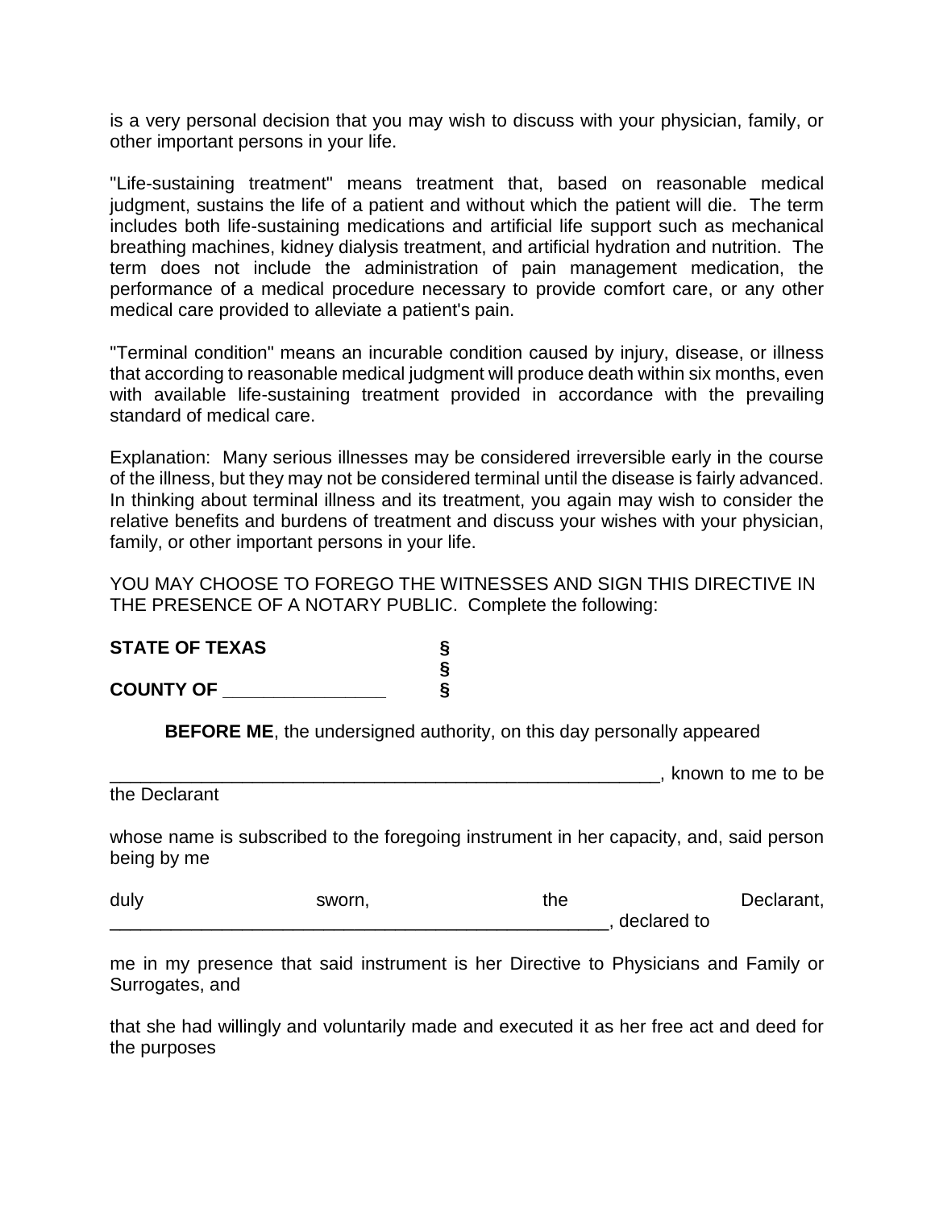is a very personal decision that you may wish to discuss with your physician, family, or other important persons in your life.

"Life-sustaining treatment" means treatment that, based on reasonable medical judgment, sustains the life of a patient and without which the patient will die. The term includes both life-sustaining medications and artificial life support such as mechanical breathing machines, kidney dialysis treatment, and artificial hydration and nutrition. The term does not include the administration of pain management medication, the performance of a medical procedure necessary to provide comfort care, or any other medical care provided to alleviate a patient's pain.

"Terminal condition" means an incurable condition caused by injury, disease, or illness that according to reasonable medical judgment will produce death within six months, even with available life-sustaining treatment provided in accordance with the prevailing standard of medical care.

Explanation: Many serious illnesses may be considered irreversible early in the course of the illness, but they may not be considered terminal until the disease is fairly advanced. In thinking about terminal illness and its treatment, you again may wish to consider the relative benefits and burdens of treatment and discuss your wishes with your physician, family, or other important persons in your life.

YOU MAY CHOOSE TO FOREGO THE WITNESSES AND SIGN THIS DIRECTIVE IN THE PRESENCE OF A NOTARY PUBLIC. Complete the following:

**STATE OF TEXAS** §
§
**COUNTY OF _______________** §

**BEFORE ME**, the undersigned authority, on this day personally appeared

_______________________________________________________, known to me to be the Declarant

whose name is subscribed to the foregoing instrument in her capacity, and, said person being by me

duly sworn, the Declarant, __________________________________________________, declared to

me in my presence that said instrument is her Directive to Physicians and Family or Surrogates, and

that she had willingly and voluntarily made and executed it as her free act and deed for the purposes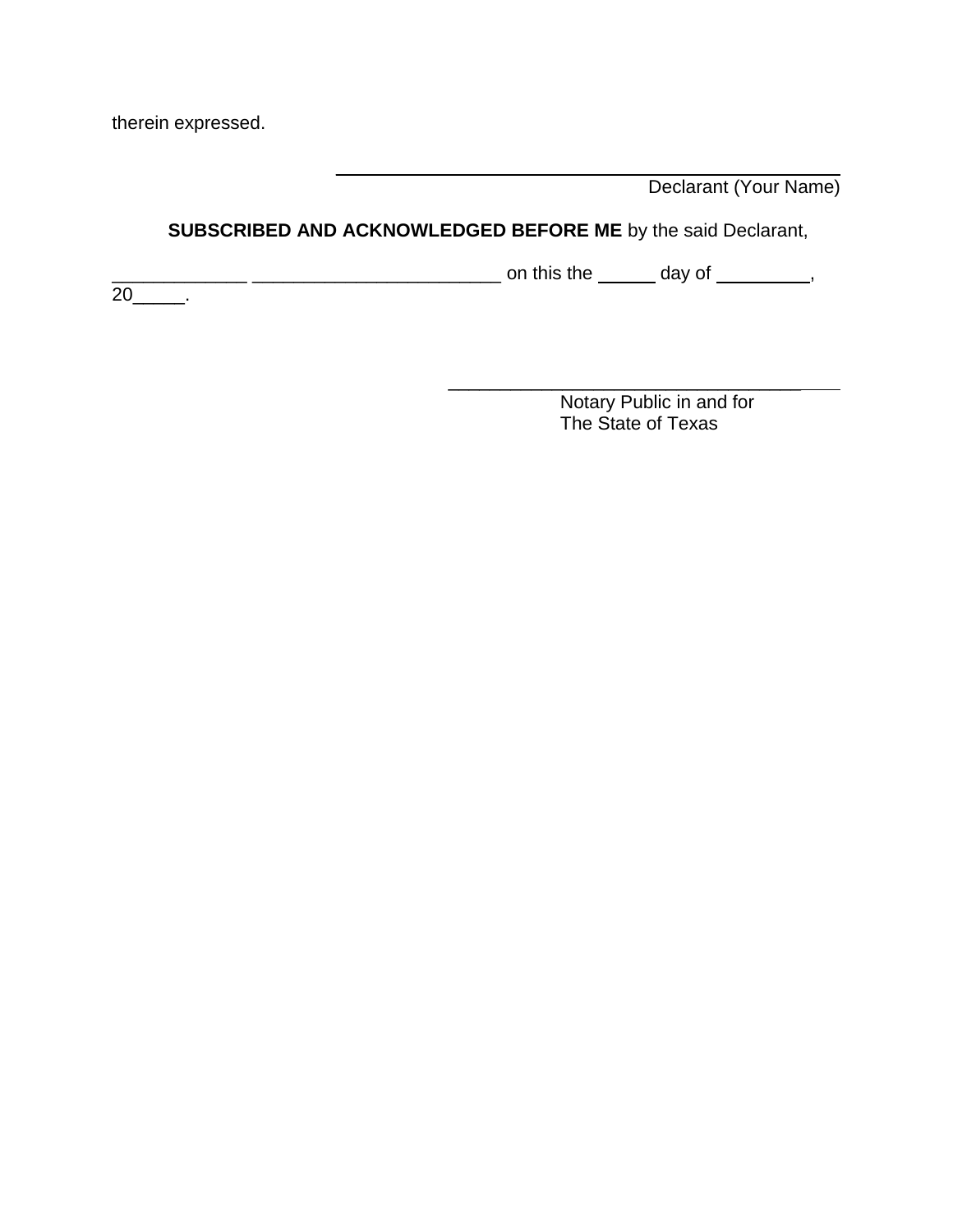therein expressed.

\_\_\_\_\_\_\_\_\_\_\_\_\_\_\_\_\_\_\_\_\_\_\_\_\_\_\_\_\_\_\_\_\_\_\_\_\_\_\_\_
Declarant (Your Name)

**SUBSCRIBED AND ACKNOWLEDGED BEFORE ME** by the said Declarant,

_____________ ________________________ on this the ______ day of __________, 20_____.

\_\_\_\_\_\_\_\_\_\_\_\_\_\_\_\_\_\_\_\_\_\_\_\_\_\_\_\_\_\_\_\_\_\_\_\_\_\_\_\_
Notary Public in and for
The State of Texas